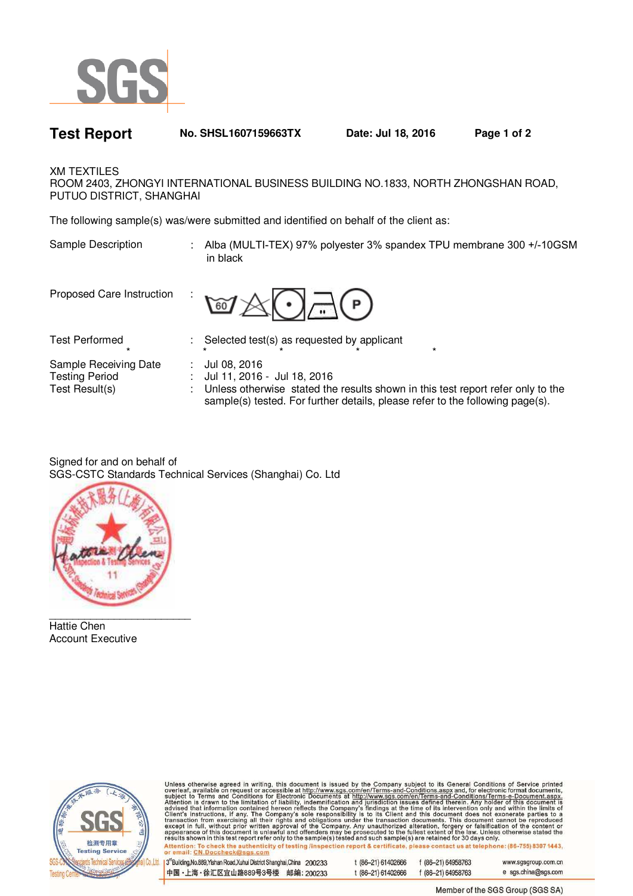# Test Report

**No. SHSL1607159663TX** **Date: Jul 18, 2016**

XM TEXTILES
ROOM 2403, ZHONGYI INTERNATIONAL BUSINESS BUILDING NO.1833, NORTH ZHONGSHAN ROAD, PUTUO DISTRICT, SHANGHAI

The following sample(s) was/were submitted and identified on behalf of the client as:

| | | |
|---|---|---|
| Sample Description | : | Alba (MULTI-TEX) 97% polyester 3% spandex TPU membrane 300 +/-10GSM in black |
| Proposed Care Instruction | : | |
| Test Performed | : | Selected test(s) as requested by applicant |
| Sample Receiving Date | : | Jul 08, 2016 |
| Testing Period | : | Jul 11, 2016 - Jul 18, 2016 |
| Test Result(s) | : | Unless otherwise stated the results shown in this test report refer only to the sample(s) tested. For further details, please refer to the following page(s). |

Signed for and on behalf of
SGS-CSTC Standards Technical Services (Shanghai) Co. Ltd

Hattie Chen
Account Executive

Unless otherwise agreed in writing, this document is issued by the Company subject to its General Conditions of Service printed overleaf, available on request or accessible at http://www.sgs.com/en/Terms-and-Conditions.aspx and, for electronic format documents, subject to Terms and Conditions for Electronic Documents at http://www.sgs.com/en/Terms-and-Conditions/Terms-e-Document.aspx. Attention is drawn to the limitation of liability, indemnification and jurisdiction issues defined therein. Any holder of this document is advised that information contained hereon reflects the Company's findings at the time of its intervention only and within the limits of Client's instructions, if any. The Company's sole responsibility is to its Client and this document does not exonerate parties to a transaction from exercising all their rights and obligations under the transaction documents. This document cannot be reproduced except in full, without prior written approval of the Company. Any unauthorized alteration, forgery or falsification of the content or appearance of this document is unlawful and offenders may be prosecuted to the fullest extent of the law. Unless otherwise stated the results shown in this test report refer only to the sample(s) tested and such sample(s) are retained for 30 days only.

Attention: To check the authenticity of testing /inspection report & certificate, please contact us at telephone: (86-755) 8307 1443, or email: CN.Doccheck@sgs.com

3rd Building,No.889,Yishan Road,Xuhui District Shanghai,China 200233 t (86-21) 61402666 f (86-21) 64958763 www.sgsgroup.com.cn

中国・上海・徐汇区宜山路889号3号楼 邮编: 200233 t (86-21) 61402666 f (86-21) 64958763 e sgs.china@sgs.com

Member of the SGS Group (SGS SA)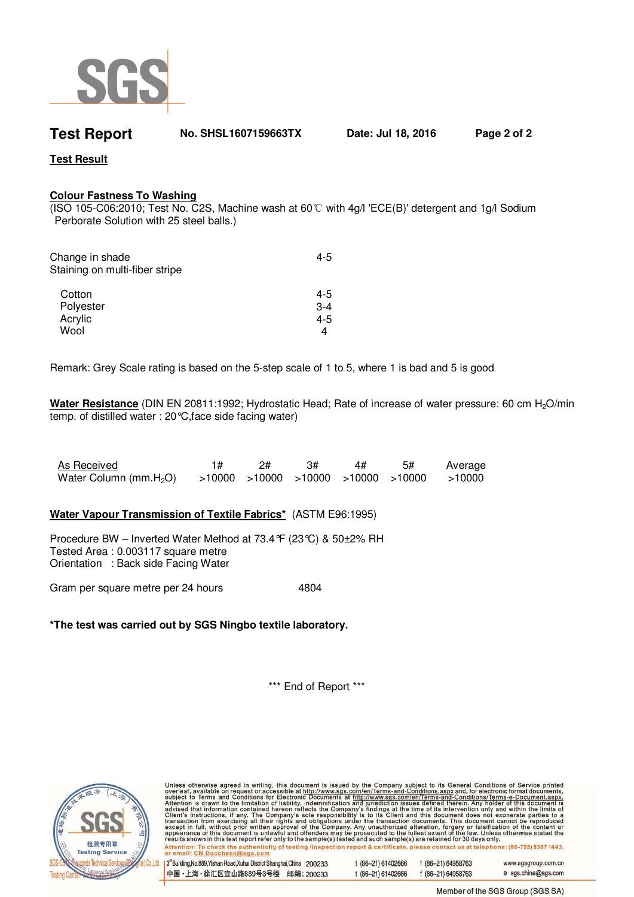**Test Report** **No. SHSL1607159663TX** **Date: Jul 18, 2016**

## Test Result

### Colour Fastness To Washing

(ISO 105-C06:2010; Test No. C2S, Machine wash at 60℃ with 4g/l 'ECE(B)' detergent and 1g/l Sodium Perborate Solution with 25 steel balls.)

| | |
|---|---|
| Change in shade | 4-5 |
| Staining on multi-fiber stripe | |
| Cotton | 4-5 |
| Polyester | 3-4 |
| Acrylic | 4-5 |
| Wool | 4 |

Remark: Grey Scale rating is based on the 5-step scale of 1 to 5, where 1 is bad and 5 is good

**Water Resistance** (DIN EN 20811:1992; Hydrostatic Head; Rate of increase of water pressure: 60 cm $H_2O$/min temp. of distilled water : 20℃,face side facing water)

| As Received | 1# | 2# | 3# | 4# | 5# | Average |
|---|---|---|---|---|---|---|
| Water Column (mm.$H_2O$) | >10000 | >10000 | >10000 | >10000 | >10000 | >10000 |

**Water Vapour Transmission of Textile Fabrics*** (ASTM E96:1995)

Procedure BW – Inverted Water Method at 73.4℉ (23℃) & 50±2% RH
Tested Area : 0.003117 square metre
Orientation : Back side Facing Water

Gram per square metre per 24 hours 4804

***The test was carried out by SGS Ningbo textile laboratory.**

*** End of Report ***

Unless otherwise agreed in writing, this document is issued by the Company subject to its General Conditions of Service printed overleaf, available on request or accessible at http://www.sgs.com/en/Terms-and-Conditions.aspx and, for electronic format documents, subject to Terms and Conditions for Electronic Documents at http://www.sgs.com/en/Terms-and-Conditions/Terms-e-Document.aspx. Attention is drawn to the limitation of liability, indemnification and jurisdiction issues defined therein. Any holder of this document is advised that information contained hereon reflects the Company's findings at the time of its intervention only and within the limits of Client's instructions, if any. The Company's sole responsibility is to its Client and this document does not exonerate parties to a transaction from exercising all their rights and obligations under the transaction documents. This document cannot be reproduced except in full, without prior written approval of the Company. Any unauthorized alteration, forgery or falsification of the content or appearance of this document is unlawful and offenders may be prosecuted to the fullest extent of the law. Unless otherwise stated the results shown in this test report refer only to the sample(s) tested and such sample(s) are retained for 30 days only.

Attention: To check the authenticity of testing /inspection report & certificate, please contact us at telephone: (86-755) 8307 1443, or email: CN.Doccheck@sgs.com

3rd Building,No.889,Yishan Road,Xuhui District Shanghai,China 200233 t (86–21) 61402666 f (86–21) 64958763 www.sgsgroup.com.cn
中国・上海・徐汇区宜山路889号3号楼 邮编: 200233 t (86–21) 61402666 f (86–21) 64958763 e sgs.china@sgs.com

Member of the SGS Group (SGS SA)